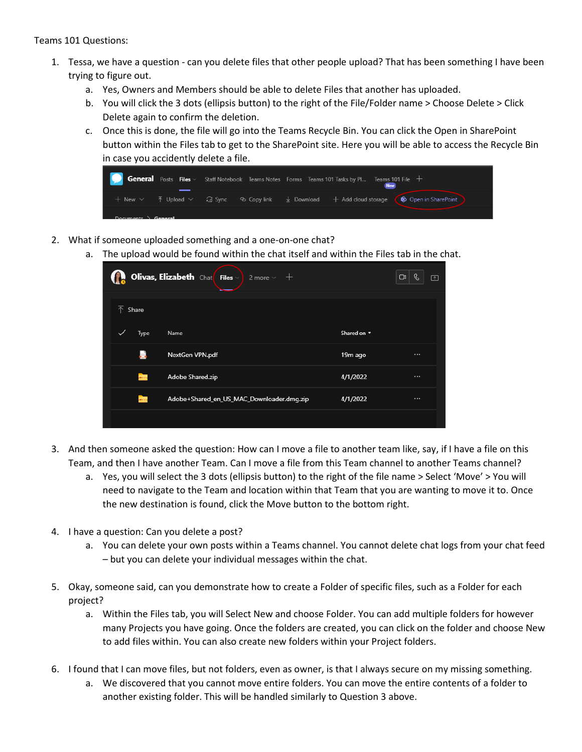Teams 101 Questions:

1. Tessa, we have a question - can you delete files that other people upload? That has been something I have been trying to figure out.
   a. Yes, Owners and Members should be able to delete Files that another has uploaded.
   b. You will click the 3 dots (ellipsis button) to the right of the File/Folder name > Choose Delete > Click Delete again to confirm the deletion.
   c. Once this is done, the file will go into the Teams Recycle Bin. You can click the Open in SharePoint button within the Files tab to get to the SharePoint site. Here you will be able to access the Recycle Bin in case you accidently delete a file.

2. What if someone uploaded something and a one-on-one chat?
   a. The upload would be found within the chat itself and within the Files tab in the chat.

3. And then someone asked the question: How can I move a file to another team like, say, if I have a file on this Team, and then I have another Team. Can I move a file from this Team channel to another Teams channel?
   a. Yes, you will select the 3 dots (ellipsis button) to the right of the file name > Select 'Move' > You will need to navigate to the Team and location within that Team that you are wanting to move it to. Once the new destination is found, click the Move button to the bottom right.

4. I have a question: Can you delete a post?
   a. You can delete your own posts within a Teams channel. You cannot delete chat logs from your chat feed – but you can delete your individual messages within the chat.

5. Okay, someone said, can you demonstrate how to create a Folder of specific files, such as a Folder for each project?
   a. Within the Files tab, you will Select New and choose Folder. You can add multiple folders for however many Projects you have going. Once the folders are created, you can click on the folder and choose New to add files within. You can also create new folders within your Project folders.

6. I found that I can move files, but not folders, even as owner, is that I always secure on my missing something.
   a. We discovered that you cannot move entire folders. You can move the entire contents of a folder to another existing folder. This will be handled similarly to Question 3 above.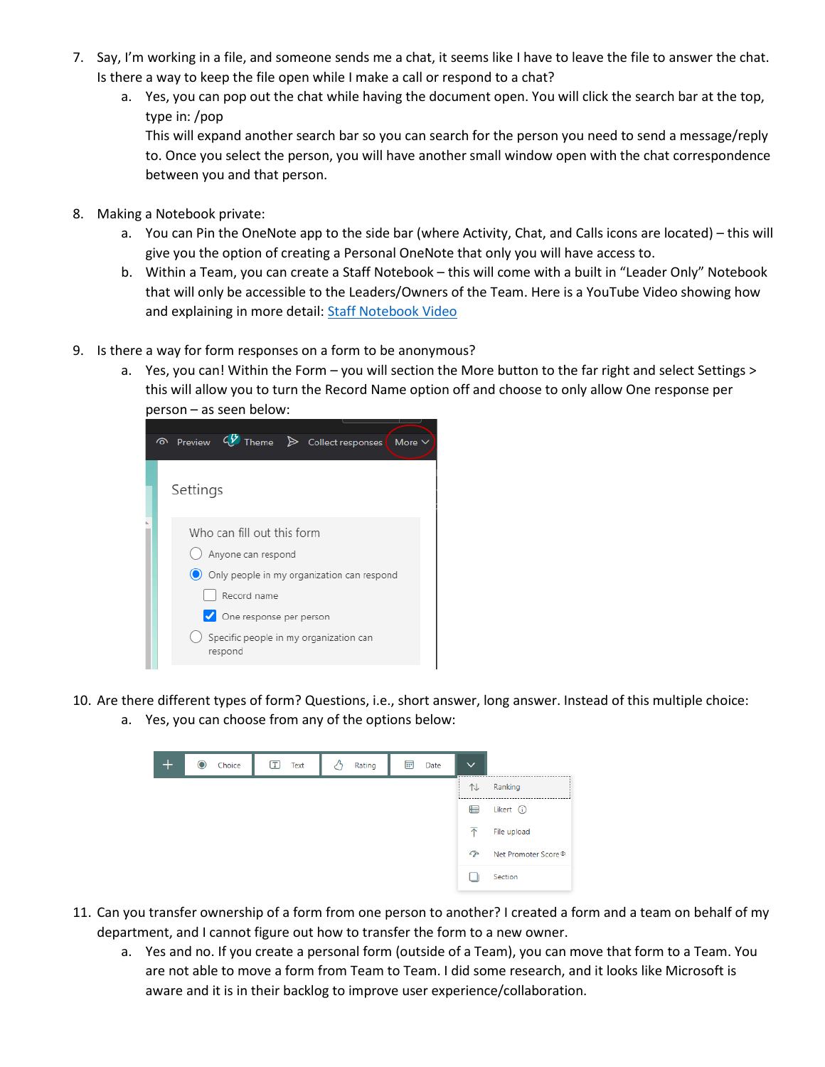7. Say, I'm working in a file, and someone sends me a chat, it seems like I have to leave the file to answer the chat. Is there a way to keep the file open while I make a call or respond to a chat?
    a. Yes, you can pop out the chat while having the document open. You will click the search bar at the top, type in: /pop
    This will expand another search bar so you can search for the person you need to send a message/reply to. Once you select the person, you will have another small window open with the chat correspondence between you and that person.

8. Making a Notebook private:
    a. You can Pin the OneNote app to the side bar (where Activity, Chat, and Calls icons are located) – this will give you the option of creating a Personal OneNote that only you will have access to.
    b. Within a Team, you can create a Staff Notebook – this will come with a built in "Leader Only" Notebook that will only be accessible to the Leaders/Owners of the Team. Here is a YouTube Video showing how and explaining in more detail: Staff Notebook Video

9. Is there a way for form responses on a form to be anonymous?
    a. Yes, you can! Within the Form – you will section the More button to the far right and select Settings > this will allow you to turn the Record Name option off and choose to only allow One response per person – as seen below:

Preview Theme Collect responses More

Settings

Who can fill out this form

Anyone can respond

Only people in my organization can respond

Record name

One response per person

Specific people in my organization can respond

10. Are there different types of form? Questions, i.e., short answer, long answer. Instead of this multiple choice:
    a. Yes, you can choose from any of the options below:

Choice Text Rating Date

Ranking

Likert

File upload

Net Promoter Score®

Section

11. Can you transfer ownership of a form from one person to another? I created a form and a team on behalf of my department, and I cannot figure out how to transfer the form to a new owner.
    a. Yes and no. If you create a personal form (outside of a Team), you can move that form to a Team. You are not able to move a form from Team to Team. I did some research, and it looks like Microsoft is aware and it is in their backlog to improve user experience/collaboration.